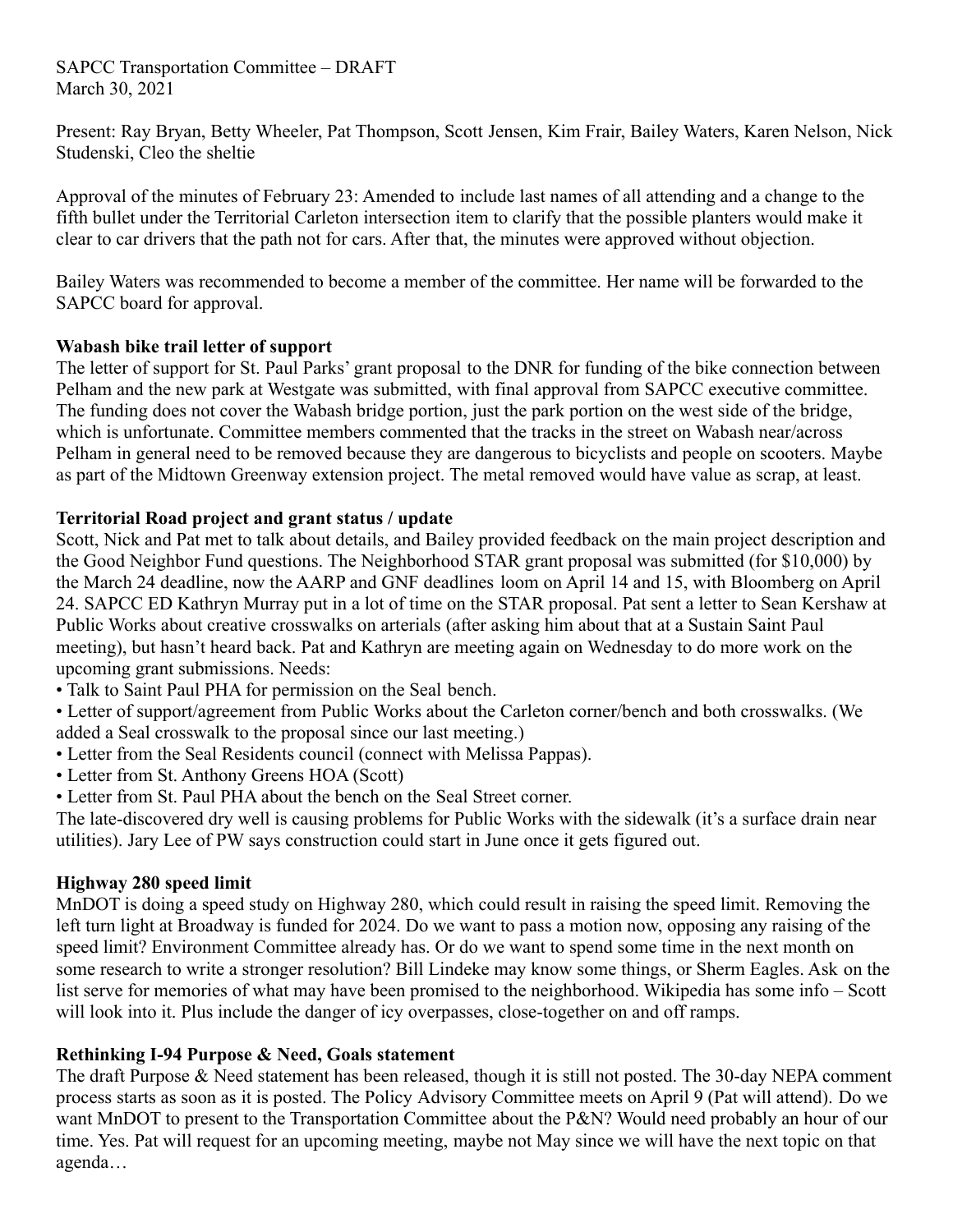SAPCC Transportation Committee – DRAFT
March 30, 2021

Present: Ray Bryan, Betty Wheeler, Pat Thompson, Scott Jensen, Kim Frair, Bailey Waters, Karen Nelson, Nick Studenski, Cleo the sheltie

Approval of the minutes of February 23: Amended to include last names of all attending and a change to the fifth bullet under the Territorial Carleton intersection item to clarify that the possible planters would make it clear to car drivers that the path not for cars. After that, the minutes were approved without objection.

Bailey Waters was recommended to become a member of the committee. Her name will be forwarded to the SAPCC board for approval.

**Wabash bike trail letter of support**

The letter of support for St. Paul Parks' grant proposal to the DNR for funding of the bike connection between Pelham and the new park at Westgate was submitted, with final approval from SAPCC executive committee. The funding does not cover the Wabash bridge portion, just the park portion on the west side of the bridge, which is unfortunate. Committee members commented that the tracks in the street on Wabash near/across Pelham in general need to be removed because they are dangerous to bicyclists and people on scooters. Maybe as part of the Midtown Greenway extension project. The metal removed would have value as scrap, at least.

**Territorial Road project and grant status / update**

Scott, Nick and Pat met to talk about details, and Bailey provided feedback on the main project description and the Good Neighbor Fund questions. The Neighborhood STAR grant proposal was submitted (for $10,000) by the March 24 deadline, now the AARP and GNF deadlines loom on April 14 and 15, with Bloomberg on April 24. SAPCC ED Kathryn Murray put in a lot of time on the STAR proposal. Pat sent a letter to Sean Kershaw at Public Works about creative crosswalks on arterials (after asking him about that at a Sustain Saint Paul meeting), but hasn't heard back. Pat and Kathryn are meeting again on Wednesday to do more work on the upcoming grant submissions. Needs:

- Talk to Saint Paul PHA for permission on the Seal bench.
- Letter of support/agreement from Public Works about the Carleton corner/bench and both crosswalks. (We added a Seal crosswalk to the proposal since our last meeting.)
- Letter from the Seal Residents council (connect with Melissa Pappas).
- Letter from St. Anthony Greens HOA (Scott)
- Letter from St. Paul PHA about the bench on the Seal Street corner.

The late-discovered dry well is causing problems for Public Works with the sidewalk (it's a surface drain near utilities). Jary Lee of PW says construction could start in June once it gets figured out.

**Highway 280 speed limit**

MnDOT is doing a speed study on Highway 280, which could result in raising the speed limit. Removing the left turn light at Broadway is funded for 2024. Do we want to pass a motion now, opposing any raising of the speed limit? Environment Committee already has. Or do we want to spend some time in the next month on some research to write a stronger resolution? Bill Lindeke may know some things, or Sherm Eagles. Ask on the list serve for memories of what may have been promised to the neighborhood. Wikipedia has some info – Scott will look into it. Plus include the danger of icy overpasses, close-together on and off ramps.

**Rethinking I-94 Purpose & Need, Goals statement**

The draft Purpose & Need statement has been released, though it is still not posted. The 30-day NEPA comment process starts as soon as it is posted. The Policy Advisory Committee meets on April 9 (Pat will attend). Do we want MnDOT to present to the Transportation Committee about the P&N? Would need probably an hour of our time. Yes. Pat will request for an upcoming meeting, maybe not May since we will have the next topic on that agenda…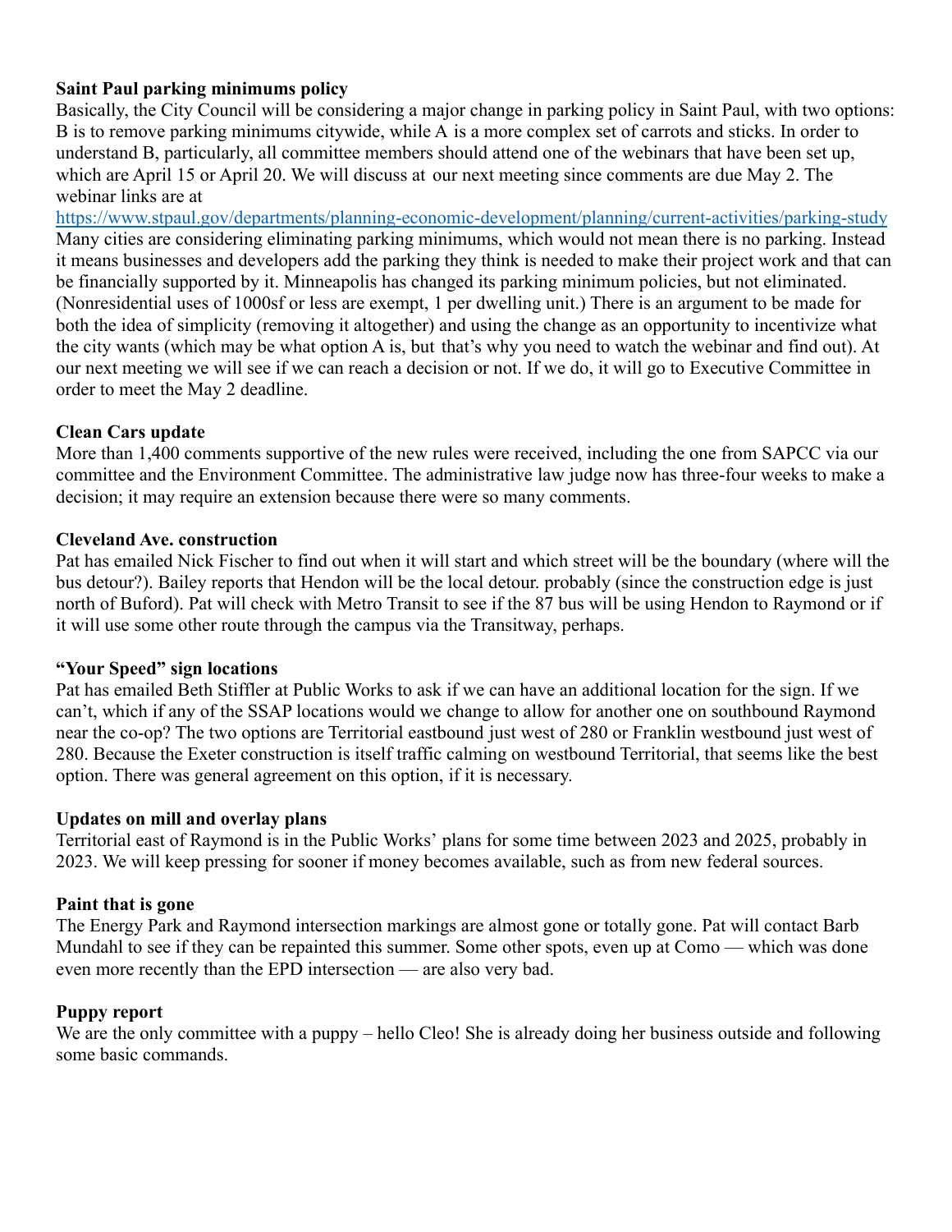**Saint Paul parking minimums policy**

Basically, the City Council will be considering a major change in parking policy in Saint Paul, with two options: B is to remove parking minimums citywide, while A is a more complex set of carrots and sticks. In order to understand B, particularly, all committee members should attend one of the webinars that have been set up, which are April 15 or April 20. We will discuss at our next meeting since comments are due May 2. The webinar links are at https://www.stpaul.gov/departments/planning-economic-development/planning/current-activities/parking-study Many cities are considering eliminating parking minimums, which would not mean there is no parking. Instead it means businesses and developers add the parking they think is needed to make their project work and that can be financially supported by it. Minneapolis has changed its parking minimum policies, but not eliminated. (Nonresidential uses of 1000sf or less are exempt, 1 per dwelling unit.) There is an argument to be made for both the idea of simplicity (removing it altogether) and using the change as an opportunity to incentivize what the city wants (which may be what option A is, but that's why you need to watch the webinar and find out). At our next meeting we will see if we can reach a decision or not. If we do, it will go to Executive Committee in order to meet the May 2 deadline.

**Clean Cars update**

More than 1,400 comments supportive of the new rules were received, including the one from SAPCC via our committee and the Environment Committee. The administrative law judge now has three-four weeks to make a decision; it may require an extension because there were so many comments.

**Cleveland Ave. construction**

Pat has emailed Nick Fischer to find out when it will start and which street will be the boundary (where will the bus detour?). Bailey reports that Hendon will be the local detour. probably (since the construction edge is just north of Buford). Pat will check with Metro Transit to see if the 87 bus will be using Hendon to Raymond or if it will use some other route through the campus via the Transitway, perhaps.

**"Your Speed" sign locations**

Pat has emailed Beth Stiffler at Public Works to ask if we can have an additional location for the sign. If we can't, which if any of the SSAP locations would we change to allow for another one on southbound Raymond near the co-op? The two options are Territorial eastbound just west of 280 or Franklin westbound just west of 280. Because the Exeter construction is itself traffic calming on westbound Territorial, that seems like the best option. There was general agreement on this option, if it is necessary.

**Updates on mill and overlay plans**

Territorial east of Raymond is in the Public Works' plans for some time between 2023 and 2025, probably in 2023. We will keep pressing for sooner if money becomes available, such as from new federal sources.

**Paint that is gone**

The Energy Park and Raymond intersection markings are almost gone or totally gone. Pat will contact Barb Mundahl to see if they can be repainted this summer. Some other spots, even up at Como — which was done even more recently than the EPD intersection — are also very bad.

**Puppy report**

We are the only committee with a puppy – hello Cleo! She is already doing her business outside and following some basic commands.